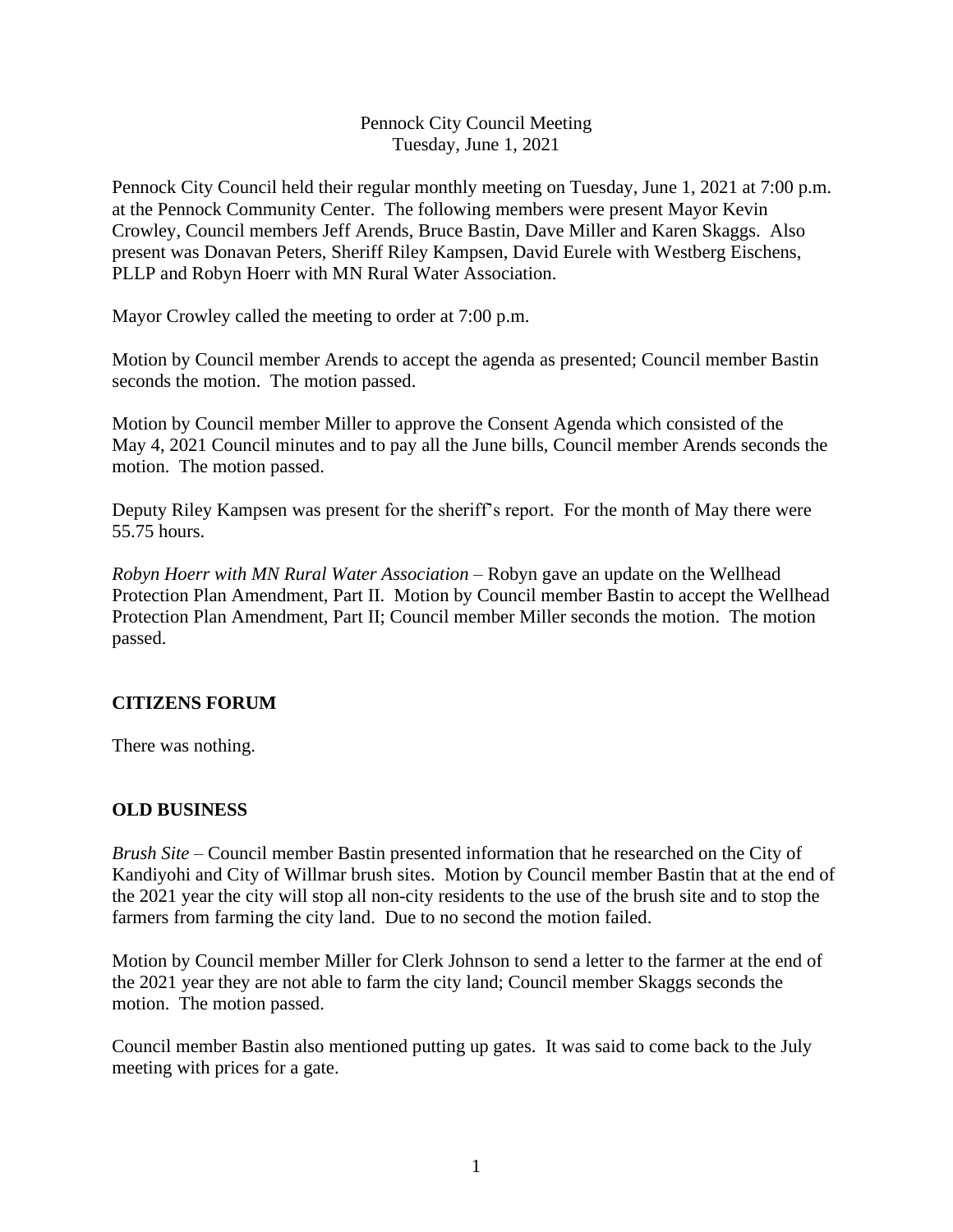Pennock City Council Meeting
Tuesday, June 1, 2021

Pennock City Council held their regular monthly meeting on Tuesday, June 1, 2021 at 7:00 p.m. at the Pennock Community Center. The following members were present Mayor Kevin Crowley, Council members Jeff Arends, Bruce Bastin, Dave Miller and Karen Skaggs. Also present was Donavan Peters, Sheriff Riley Kampsen, David Eurele with Westberg Eischens, PLLP and Robyn Hoerr with MN Rural Water Association.

Mayor Crowley called the meeting to order at 7:00 p.m.

Motion by Council member Arends to accept the agenda as presented; Council member Bastin seconds the motion. The motion passed.

Motion by Council member Miller to approve the Consent Agenda which consisted of the May 4, 2021 Council minutes and to pay all the June bills, Council member Arends seconds the motion. The motion passed.

Deputy Riley Kampsen was present for the sheriff's report. For the month of May there were 55.75 hours.

*Robyn Hoerr with MN Rural Water Association* – Robyn gave an update on the Wellhead Protection Plan Amendment, Part II. Motion by Council member Bastin to accept the Wellhead Protection Plan Amendment, Part II; Council member Miller seconds the motion. The motion passed.

## CITIZENS FORUM

There was nothing.

## OLD BUSINESS

*Brush Site* – Council member Bastin presented information that he researched on the City of Kandiyohi and City of Willmar brush sites. Motion by Council member Bastin that at the end of the 2021 year the city will stop all non-city residents to the use of the brush site and to stop the farmers from farming the city land. Due to no second the motion failed.

Motion by Council member Miller for Clerk Johnson to send a letter to the farmer at the end of the 2021 year they are not able to farm the city land; Council member Skaggs seconds the motion. The motion passed.

Council member Bastin also mentioned putting up gates. It was said to come back to the July meeting with prices for a gate.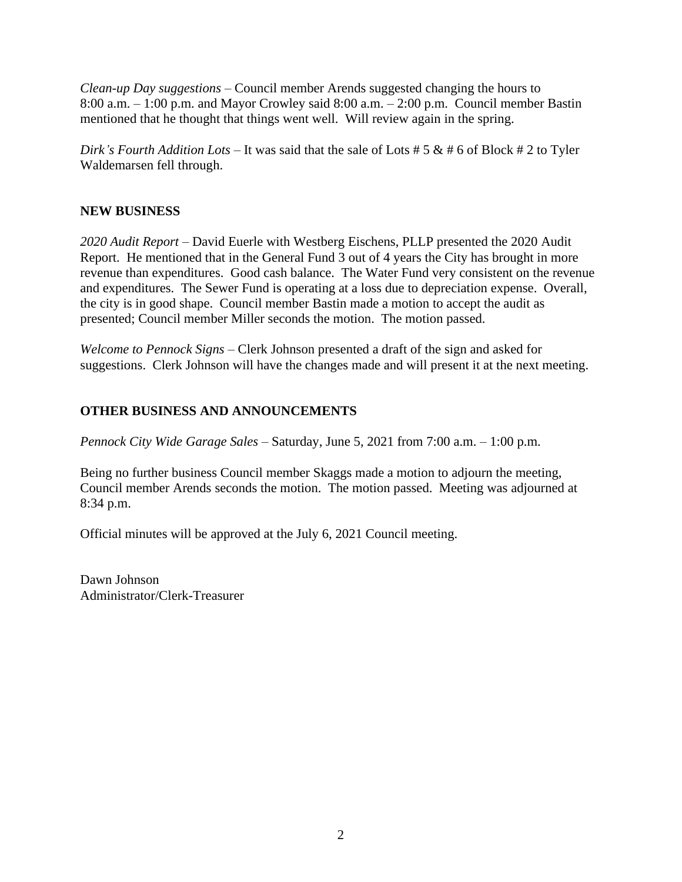*Clean-up Day suggestions* – Council member Arends suggested changing the hours to 8:00 a.m. – 1:00 p.m. and Mayor Crowley said 8:00 a.m. – 2:00 p.m. Council member Bastin mentioned that he thought that things went well. Will review again in the spring.

*Dirk's Fourth Addition Lots* – It was said that the sale of Lots # 5 & # 6 of Block # 2 to Tyler Waldemarsen fell through.

**NEW BUSINESS**

*2020 Audit Report* – David Euerle with Westberg Eischens, PLLP presented the 2020 Audit Report. He mentioned that in the General Fund 3 out of 4 years the City has brought in more revenue than expenditures. Good cash balance. The Water Fund very consistent on the revenue and expenditures. The Sewer Fund is operating at a loss due to depreciation expense. Overall, the city is in good shape. Council member Bastin made a motion to accept the audit as presented; Council member Miller seconds the motion. The motion passed.

*Welcome to Pennock Signs* – Clerk Johnson presented a draft of the sign and asked for suggestions. Clerk Johnson will have the changes made and will present it at the next meeting.

**OTHER BUSINESS AND ANNOUNCEMENTS**

*Pennock City Wide Garage Sales* – Saturday, June 5, 2021 from 7:00 a.m. – 1:00 p.m.

Being no further business Council member Skaggs made a motion to adjourn the meeting, Council member Arends seconds the motion. The motion passed. Meeting was adjourned at 8:34 p.m.

Official minutes will be approved at the July 6, 2021 Council meeting.

Dawn Johnson
Administrator/Clerk-Treasurer